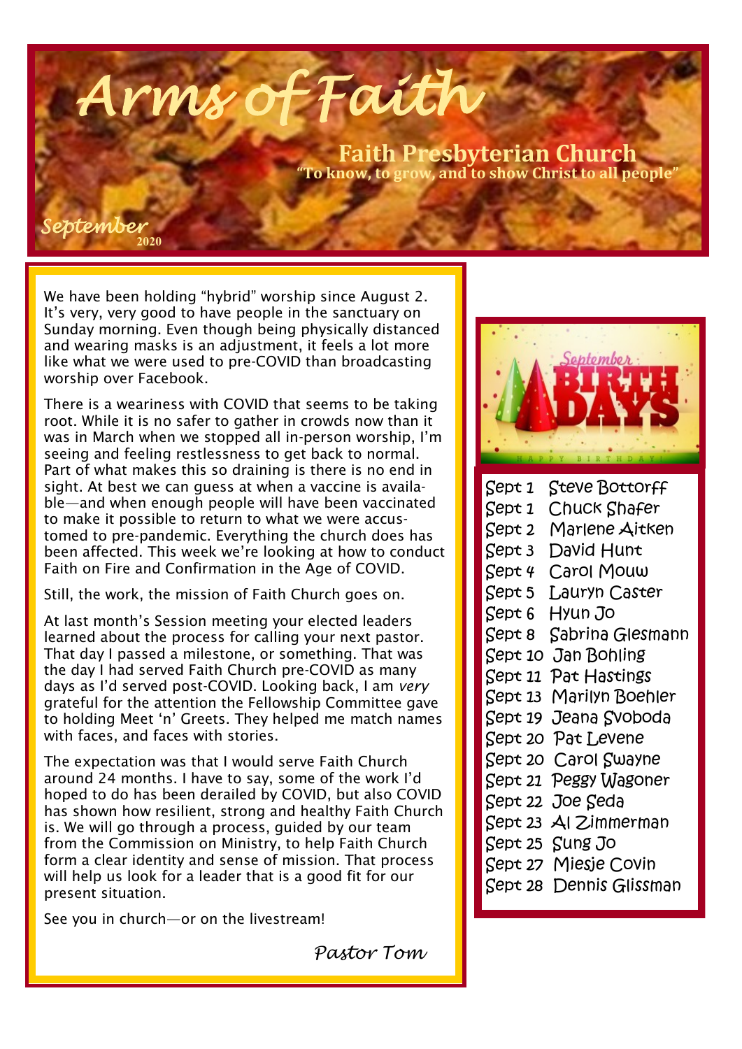# Arms of Faith

## Faith Presbyterian Church

**"To know, to grow, and to show Christ to all people"**

*September* 2020

We have been holding "hybrid" worship since August 2. It's very, very good to have people in the sanctuary on Sunday morning. Even though being physically distanced and wearing masks is an adjustment, it feels a lot more like what we were used to pre-COVID than broadcasting worship over Facebook.

There is a weariness with COVID that seems to be taking root. While it is no safer to gather in crowds now than it was in March when we stopped all in-person worship, I'm seeing and feeling restlessness to get back to normal. Part of what makes this so draining is there is no end in sight. At best we can guess at when a vaccine is available—and when enough people will have been vaccinated to make it possible to return to what we were accustomed to pre-pandemic. Everything the church does has been affected. This week we're looking at how to conduct Faith on Fire and Confirmation in the Age of COVID.

Still, the work, the mission of Faith Church goes on.

At last month's Session meeting your elected leaders learned about the process for calling your next pastor. That day I passed a milestone, or something. That was the day I had served Faith Church pre-COVID as many days as I'd served post-COVID. Looking back, I am *very* grateful for the attention the Fellowship Committee gave to holding Meet 'n' Greets. They helped me match names with faces, and faces with stories.

The expectation was that I would serve Faith Church around 24 months. I have to say, some of the work I'd hoped to do has been derailed by COVID, but also COVID has shown how resilient, strong and healthy Faith Church is. We will go through a process, guided by our team from the Commission on Ministry, to help Faith Church form a clear identity and sense of mission. That process will help us look for a leader that is a good fit for our present situation.

See you in church—or on the livestream!

*Pastor Tom*

## September Birthdays

Sept 1 Steve Bottorff
Sept 1 Chuck Shafer
Sept 2 Marlene Aitken
Sept 3 David Hunt
Sept 4 Carol Mouw
Sept 5 Lauryn Caster
Sept 6 Hyun Jo
Sept 8 Sabrina Glesmann
Sept 10 Jan Bohling
Sept 11 Pat Hastings
Sept 13 Marilyn Boehler
Sept 19 Jeana Svoboda
Sept 20 Pat Levene
Sept 20 Carol Swayne
Sept 21 Peggy Wagoner
Sept 22 Joe Seda
Sept 23 Al Zimmerman
Sept 25 Sung Jo
Sept 27 Miesje Covin
Sept 28 Dennis Glissman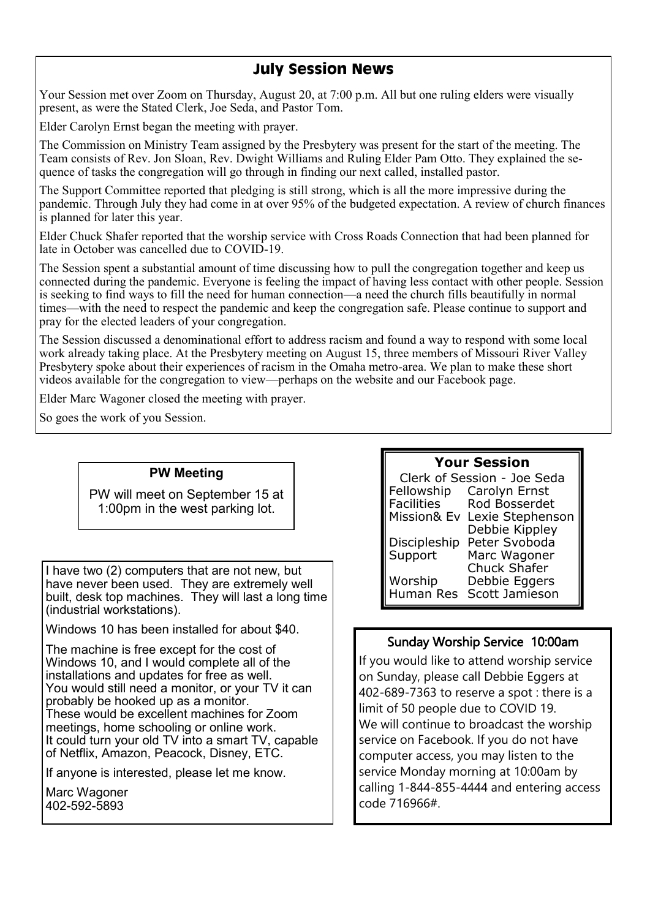## July Session News

Your Session met over Zoom on Thursday, August 20, at 7:00 p.m. All but one ruling elders were visually present, as were the Stated Clerk, Joe Seda, and Pastor Tom.

Elder Carolyn Ernst began the meeting with prayer.

The Commission on Ministry Team assigned by the Presbytery was present for the start of the meeting. The Team consists of Rev. Jon Sloan, Rev. Dwight Williams and Ruling Elder Pam Otto. They explained the sequence of tasks the congregation will go through in finding our next called, installed pastor.

The Support Committee reported that pledging is still strong, which is all the more impressive during the pandemic. Through July they had come in at over 95% of the budgeted expectation. A review of church finances is planned for later this year.

Elder Chuck Shafer reported that the worship service with Cross Roads Connection that had been planned for late in October was cancelled due to COVID-19.

The Session spent a substantial amount of time discussing how to pull the congregation together and keep us connected during the pandemic. Everyone is feeling the impact of having less contact with other people. Session is seeking to find ways to fill the need for human connection—a need the church fills beautifully in normal times—with the need to respect the pandemic and keep the congregation safe. Please continue to support and pray for the elected leaders of your congregation.

The Session discussed a denominational effort to address racism and found a way to respond with some local work already taking place. At the Presbytery meeting on August 15, three members of Missouri River Valley Presbytery spoke about their experiences of racism in the Omaha metro-area. We plan to make these short videos available for the congregation to view—perhaps on the website and our Facebook page.

Elder Marc Wagoner closed the meeting with prayer.

So goes the work of you Session.

### PW Meeting

PW will meet on September 15 at 1:00pm in the west parking lot.

I have two (2) computers that are not new, but have never been used. They are extremely well built, desk top machines. They will last a long time (industrial workstations).

Windows 10 has been installed for about $40.

The machine is free except for the cost of Windows 10, and I would complete all of the installations and updates for free as well.
You would still need a monitor, or your TV it can probably be hooked up as a monitor.
These would be excellent machines for Zoom meetings, home schooling or online work.
It could turn your old TV into a smart TV, capable of Netflix, Amazon, Peacock, Disney, ETC.

If anyone is interested, please let me know.

Marc Wagoner
402-592-5893

### Your Session

Clerk of Session - Joe Seda

| | |
|---|---|
| Fellowship | Carolyn Ernst |
| Facilities | Rod Bosserdet |
| Mission& Ev | Lexie Stephenson |
| | Debbie Kippley |
| Discipleship | Peter Svoboda |
| Support | Marc Wagoner |
| | Chuck Shafer |
| Worship | Debbie Eggers |
| Human Res | Scott Jamieson |

### Sunday Worship Service 10:00am

If you would like to attend worship service on Sunday, please call Debbie Eggers at 402-689-7363 to reserve a spot : there is a limit of 50 people due to COVID 19.
We will continue to broadcast the worship service on Facebook. If you do not have computer access, you may listen to the service Monday morning at 10:00am by calling 1-844-855-4444 and entering access code 716966#.